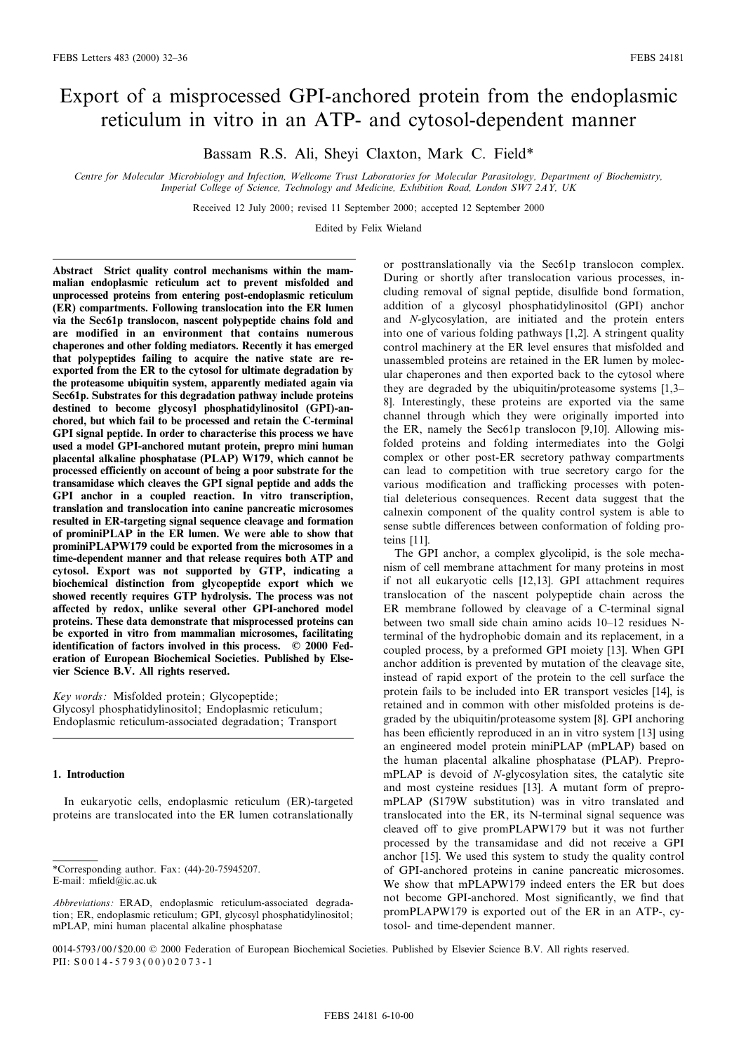# Export of a misprocessed GPI-anchored protein from the endoplasmic reticulum in vitro in an ATP- and cytosol-dependent manner

Bassam R.S. Ali, Sheyi Claxton, Mark C. Field*

*Centre for Molecular Microbiology and Infection, Wellcome Trust Laboratories for Molecular Parasitology, Department of Biochemistry, Imperial College of Science, Technology and Medicine, Exhibition Road, London SW7 2AY, UK*

Received 12 July 2000; revised 11 September 2000; accepted 12 September 2000

Edited by Felix Wieland

**Abstract** Strict quality control mechanisms within the mammalian endoplasmic reticulum act to prevent misfolded and unprocessed proteins from entering post-endoplasmic reticulum (ER) compartments. Following translocation into the ER lumen via the Sec61p translocon, nascent polypeptide chains fold and are modified in an environment that contains numerous chaperones and other folding mediators. Recently it has emerged that polypeptides failing to acquire the native state are re-exported from the ER to the cytosol for ultimate degradation by the proteasome ubiquitin system, apparently mediated again via Sec61p. Substrates for this degradation pathway include proteins destined to become glycosyl phosphatidylinositol (GPI)-anchored, but which fail to be processed and retain the C-terminal GPI signal peptide. In order to characterise this process we have used a model GPI-anchored mutant protein, prepro mini human placental alkaline phosphatase (PLAP) W179, which cannot be processed efficiently on account of being a poor substrate for the transamidase which cleaves the GPI signal peptide and adds the GPI anchor in a coupled reaction. In vitro transcription, translation and translocation into canine pancreatic microsomes resulted in ER-targeting signal sequence cleavage and formation of prominiPLAP in the ER lumen. We were able to show that prominiPLAPW179 could be exported from the microsomes in a time-dependent manner and that release requires both ATP and cytosol. Export was not supported by GTP, indicating a biochemical distinction from glycopeptide export which we showed recently requires GTP hydrolysis. The process was not affected by redox, unlike several other GPI-anchored model proteins. These data demonstrate that misprocessed proteins can be exported in vitro from mammalian microsomes, facilitating identification of factors involved in this process. © 2000 Federation of European Biochemical Societies. Published by Elsevier Science B.V. All rights reserved.

*Key words:* Misfolded protein; Glycopeptide; Glycosyl phosphatidylinositol; Endoplasmic reticulum; Endoplasmic reticulum-associated degradation; Transport

## 1. Introduction

In eukaryotic cells, endoplasmic reticulum (ER)-targeted proteins are translocated into the ER lumen cotranslationally or posttranslationally via the Sec61p translocon complex. During or shortly after translocation various processes, including removal of signal peptide, disulfide bond formation, addition of a glycosyl phosphatidylinositol (GPI) anchor and *N*-glycosylation, are initiated and the protein enters into one of various folding pathways [1,2]. A stringent quality control machinery at the ER level ensures that misfolded and unassembled proteins are retained in the ER lumen by molecular chaperones and then exported back to the cytosol where they are degraded by the ubiquitin/proteasome systems [1,3–8]. Interestingly, these proteins are exported via the same channel through which they were originally imported into the ER, namely the Sec61p translocon [9,10]. Allowing misfolded proteins and folding intermediates into the Golgi complex or other post-ER secretory pathway compartments can lead to competition with true secretory cargo for the various modification and trafficking processes with potential deleterious consequences. Recent data suggest that the calnexin component of the quality control system is able to sense subtle differences between conformation of folding proteins [11].

The GPI anchor, a complex glycolipid, is the sole mechanism of cell membrane attachment for many proteins in most if not all eukaryotic cells [12,13]. GPI attachment requires translocation of the nascent polypeptide chain across the ER membrane followed by cleavage of a C-terminal signal between two small side chain amino acids 10–12 residues N-terminal of the hydrophobic domain and its replacement, in a coupled process, by a preformed GPI moiety [13]. When GPI anchor addition is prevented by mutation of the cleavage site, instead of rapid export of the protein to the cell surface the protein fails to be included into ER transport vesicles [14], is retained and in common with other misfolded proteins is degraded by the ubiquitin/proteasome system [8]. GPI anchoring has been efficiently reproduced in an in vitro system [13] using an engineered model protein miniPLAP (mPLAP) based on the human placental alkaline phosphatase (PLAP). PrepromPLAP is devoid of *N*-glycosylation sites, the catalytic site and most cysteine residues [13]. A mutant form of prepromPLAP (S179W substitution) was in vitro translated and translocated into the ER, its N-terminal signal sequence was cleaved off to give promPLAPW179 but it was not further processed by the transamidase and did not receive a GPI anchor [15]. We used this system to study the quality control of GPI-anchored proteins in canine pancreatic microsomes. We show that mPLAPW179 indeed enters the ER but does not become GPI-anchored. Most significantly, we find that promPLAPW179 is exported out of the ER in an ATP-, cytosol- and time-dependent manner.

---

*Corresponding author. Fax: (44)-20-75945207.
E-mail: mfield@ic.ac.uk

*Abbreviations:* ERAD, endoplasmic reticulum-associated degradation; ER, endoplasmic reticulum; GPI, glycosyl phosphatidylinositol; mPLAP, mini human placental alkaline phosphatase

0014-5793/00/$20.00 © 2000 Federation of European Biochemical Societies. Published by Elsevier Science B.V. All rights reserved.
PII: S0014-5793(00)02073-1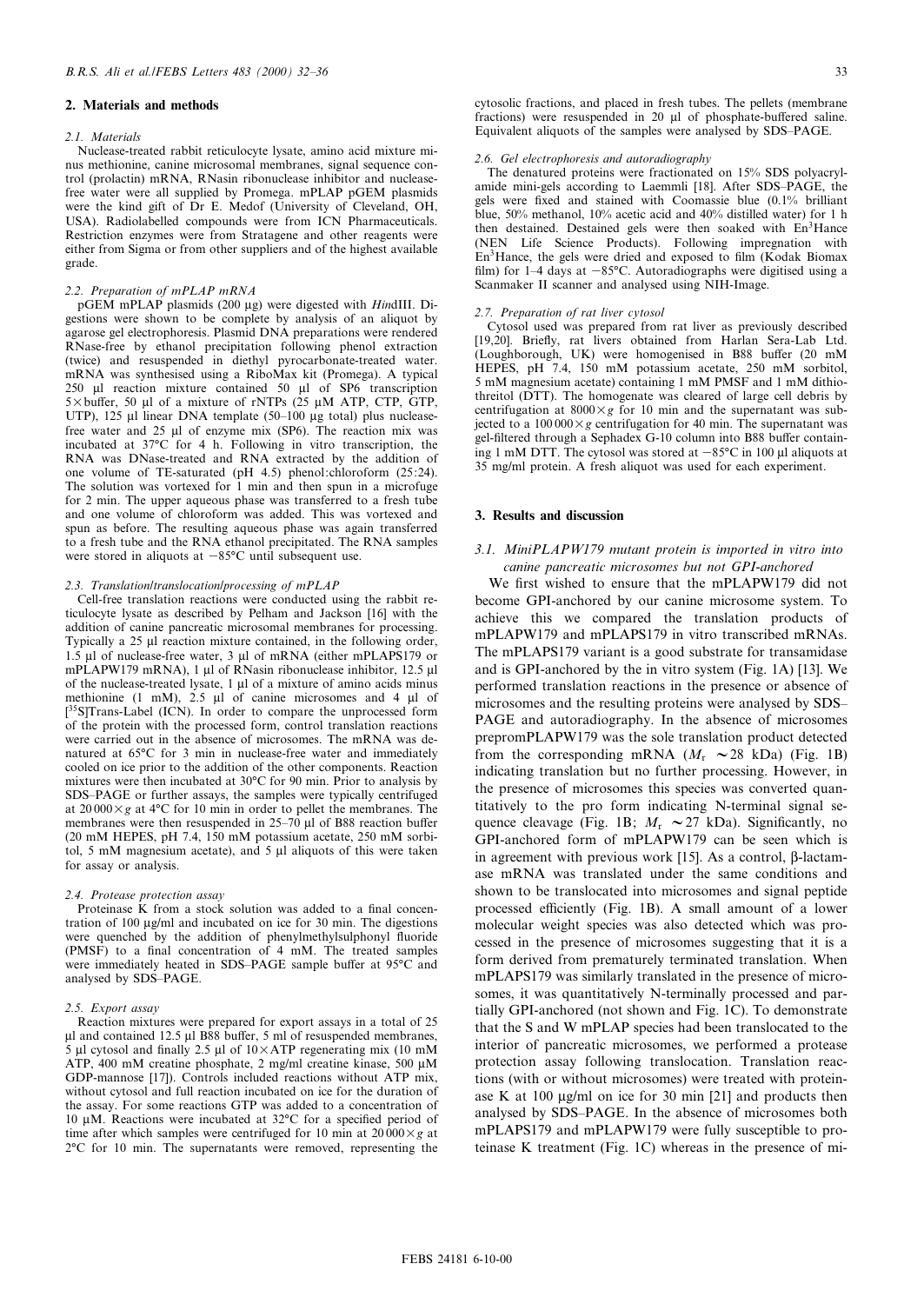## 2. Materials and methods

### 2.1. Materials

Nuclease-treated rabbit reticulocyte lysate, amino acid mixture minus methionine, canine microsomal membranes, signal sequence control (prolactin) mRNA, RNasin ribonuclease inhibitor and nuclease-free water were all supplied by Promega. mPLAP pGEM plasmids were the kind gift of Dr E. Medof (University of Cleveland, OH, USA). Radiolabelled compounds were from ICN Pharmaceuticals. Restriction enzymes were from Stratagene and other reagents were either from Sigma or from other suppliers and of the highest available grade.

### 2.2. Preparation of mPLAP mRNA

pGEM mPLAP plasmids (200 μg) were digested with *Hin*dIII. Digestions were shown to be complete by analysis of an aliquot by agarose gel electrophoresis. Plasmid DNA preparations were rendered RNase-free by ethanol precipitation following phenol extraction (twice) and resuspended in diethyl pyrocarbonate-treated water. mRNA was synthesised using a RiboMax kit (Promega). A typical 250 μl reaction mixture contained 50 μl of SP6 transcription 5× buffer, 50 μl of a mixture of rNTPs (25 μM ATP, CTP, GTP, UTP), 125 μl linear DNA template (50–100 μg total) plus nuclease-free water and 25 μl of enzyme mix (SP6). The reaction mix was incubated at 37°C for 4 h. Following in vitro transcription, the RNA was DNase-treated and RNA extracted by the addition of one volume of TE-saturated (pH 4.5) phenol:chloroform (25:24). The solution was vortexed for 1 min and then spun in a microfuge for 2 min. The upper aqueous phase was transferred to a fresh tube and one volume of chloroform was added. This was vortexed and spun as before. The resulting aqueous phase was again transferred to a fresh tube and the RNA ethanol precipitated. The RNA samples were stored in aliquots at −85°C until subsequent use.

### 2.3. Translation/translocation/processing of mPLAP

Cell-free translation reactions were conducted using the rabbit reticulocyte lysate as described by Pelham and Jackson [16] with the addition of canine pancreatic microsomal membranes for processing. Typically a 25 μl reaction mixture contained, in the following order, 1.5 μl of nuclease-free water, 3 μl of mRNA (either mPLAPS179 or mPLAPW179 mRNA), 1 μl of RNasin ribonuclease inhibitor, 12.5 μl of the nuclease-treated lysate, 1 μl of a mixture of amino acids minus methionine (1 mM), 2.5 μl of canine microsomes and 4 μl of [$^{35}$S]Trans-Label (ICN). In order to compare the unprocessed form of the protein with the processed form, control translation reactions were carried out in the absence of microsomes. The mRNA was denatured at 65°C for 3 min in nuclease-free water and immediately cooled on ice prior to the addition of the other components. Reaction mixtures were then incubated at 30°C for 90 min. Prior to analysis by SDS–PAGE or further assays, the samples were typically centrifuged at 20 000×*g* at 4°C for 10 min in order to pellet the membranes. The membranes were then resuspended in 25–70 μl of B88 reaction buffer (20 mM HEPES, pH 7.4, 150 mM potassium acetate, 250 mM sorbitol, 5 mM magnesium acetate), and 5 μl aliquots of this were taken for assay or analysis.

### 2.4. Protease protection assay

Proteinase K from a stock solution was added to a final concentration of 100 μg/ml and incubated on ice for 30 min. The digestions were quenched by the addition of phenylmethylsulphonyl fluoride (PMSF) to a final concentration of 4 mM. The treated samples were immediately heated in SDS–PAGE sample buffer at 95°C and analysed by SDS–PAGE.

### 2.5. Export assay

Reaction mixtures were prepared for export assays in a total of 25 μl and contained 12.5 μl B88 buffer, 5 ml of resuspended membranes, 5 μl cytosol and finally 2.5 μl of 10×ATP regenerating mix (10 mM ATP, 400 mM creatine phosphate, 2 mg/ml creatine kinase, 500 μM GDP-mannose [17]). Controls included reactions without ATP mix, without cytosol and full reaction incubated on ice for the duration of the assay. For some reactions GTP was added to a concentration of 10 μM. Reactions were incubated at 32°C for a specified period of time after which samples were centrifuged for 10 min at 20 000×*g* at 2°C for 10 min. The supernatants were removed, representing the cytosolic fractions, and placed in fresh tubes. The pellets (membrane fractions) were resuspended in 20 μl of phosphate-buffered saline. Equivalent aliquots of the samples were analysed by SDS–PAGE.

### 2.6. Gel electrophoresis and autoradiography

The denatured proteins were fractionated on 15% SDS polyacrylamide mini-gels according to Laemmli [18]. After SDS–PAGE, the gels were fixed and stained with Coomassie blue (0.1% brilliant blue, 50% methanol, 10% acetic acid and 40% distilled water) for 1 h then destained. Destained gels were then soaked with En$^3$Hance (NEN Life Science Products). Following impregnation with En$^3$Hance, the gels were dried and exposed to film (Kodak Biomax film) for 1–4 days at −85°C. Autoradiographs were digitised using a Scanmaker II scanner and analysed using NIH-Image.

### 2.7. Preparation of rat liver cytosol

Cytosol used was prepared from rat liver as previously described [19,20]. Briefly, rat livers obtained from Harlan Sera-Lab Ltd. (Loughborough, UK) were homogenised in B88 buffer (20 mM HEPES, pH 7.4, 150 mM potassium acetate, 250 mM sorbitol, 5 mM magnesium acetate) containing 1 mM PMSF and 1 mM dithiothreitol (DTT). The homogenate was cleared of large cell debris by centrifugation at 8000×*g* for 10 min and the supernatant was subjected to a 100 000×*g* centrifugation for 40 min. The supernatant was gel-filtered through a Sephadex G-10 column into B88 buffer containing 1 mM DTT. The cytosol was stored at −85°C in 100 μl aliquots at 35 mg/ml protein. A fresh aliquot was used for each experiment.

## 3. Results and discussion

### 3.1. MiniPLAPW179 mutant protein is imported in vitro into canine pancreatic microsomes but not GPI-anchored

We first wished to ensure that the mPLAPW179 did not become GPI-anchored by our canine microsome system. To achieve this we compared the translation products of mPLAPW179 and mPLAPS179 in vitro transcribed mRNAs. The mPLAPS179 variant is a good substrate for transamidase and is GPI-anchored by the in vitro system (Fig. 1A) [13]. We performed translation reactions in the presence or absence of microsomes and the resulting proteins were analysed by SDS–PAGE and autoradiography. In the absence of microsomes prepromPLAPW179 was the sole translation product detected from the corresponding mRNA ($M_r$ ∼28 kDa) (Fig. 1B) indicating translation but no further processing. However, in the presence of microsomes this species was converted quantitatively to the pro form indicating N-terminal signal sequence cleavage (Fig. 1B; $M_r$ ∼27 kDa). Significantly, no GPI-anchored form of mPLAPW179 can be seen which is in agreement with previous work [15]. As a control, β-lactamase mRNA was translated under the same conditions and shown to be translocated into microsomes and signal peptide processed efficiently (Fig. 1B). A small amount of a lower molecular weight species was also detected which was processed in the presence of microsomes suggesting that it is a form derived from prematurely terminated translation. When mPLAPS179 was similarly translated in the presence of microsomes, it was quantitatively N-terminally processed and partially GPI-anchored (not shown and Fig. 1C). To demonstrate that the S and W mPLAP species had been translocated to the interior of pancreatic microsomes, we performed a protease protection assay following translocation. Translation reactions (with or without microsomes) were treated with proteinase K at 100 μg/ml on ice for 30 min [21] and products then analysed by SDS–PAGE. In the absence of microsomes both mPLAPS179 and mPLAPW179 were fully susceptible to proteinase K treatment (Fig. 1C) whereas in the presence of mi-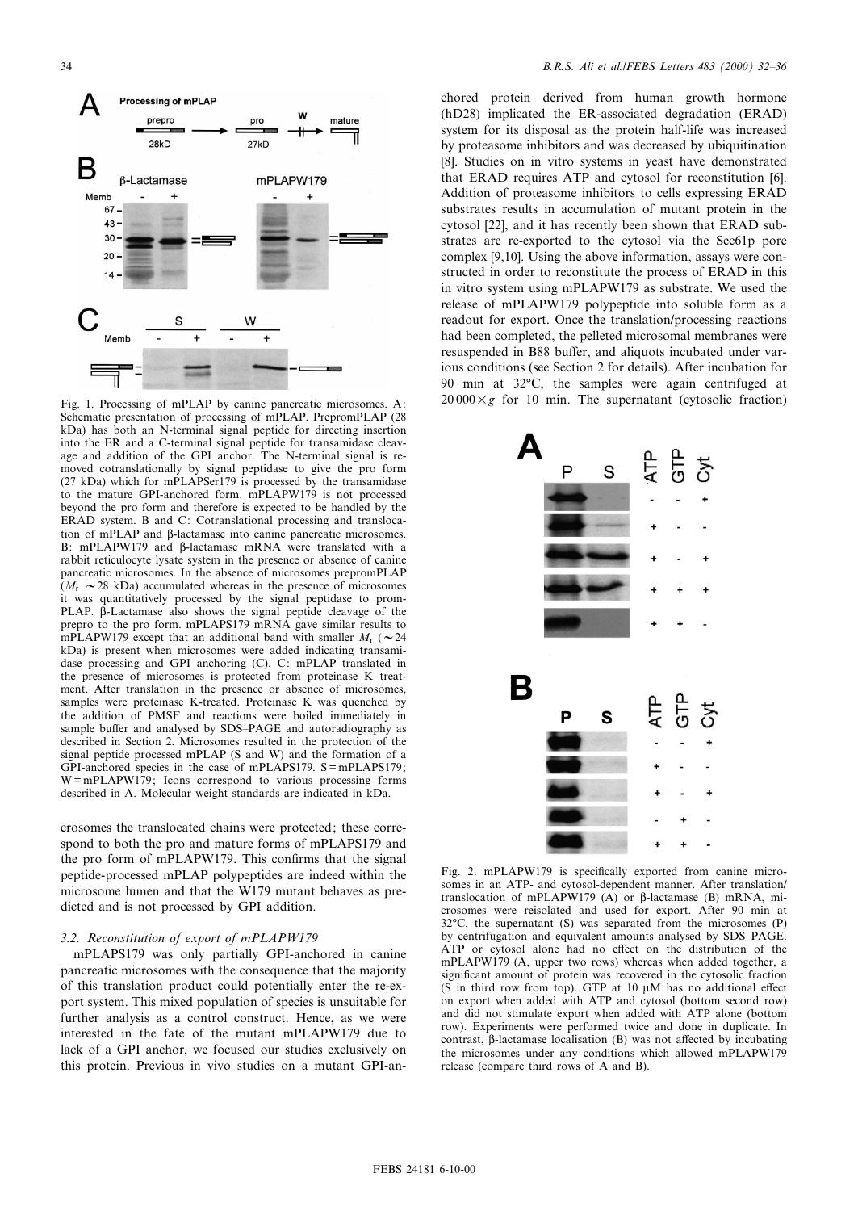Fig. 1. Processing of mPLAP by canine pancreatic microsomes. A: Schematic presentation of processing of mPLAP. PrepromPLAP (28 kDa) has both an N-terminal signal peptide for directing insertion into the ER and a C-terminal signal peptide for transamidase cleavage and addition of the GPI anchor. The N-terminal signal is removed cotranslationally by signal peptidase to give the pro form (27 kDa) which for mPLAPSer179 is processed by the transamidase to the mature GPI-anchored form. mPLAPW179 is not processed beyond the pro form and therefore is expected to be handled by the ERAD system. B and C: Cotranslational processing and translocation of mPLAP and β-lactamase into canine pancreatic microsomes. B: mPLAPW179 and β-lactamase mRNA were translated with a rabbit reticulocyte lysate system in the presence or absence of canine pancreatic microsomes. In the absence of microsomes prepromPLAP ($M_r$ ~28 kDa) accumulated whereas in the presence of microsomes it was quantitatively processed by the signal peptidase to promPLAP. β-Lactamase also shows the signal peptide cleavage of the prepro to the pro form. mPLAPS179 mRNA gave similar results to mPLAPW179 except that an additional band with smaller $M_r$ (~24 kDa) is present when microsomes were added indicating transamidase processing and GPI anchoring (C). C: mPLAP translated in the presence of microsomes is protected from proteinase K treatment. After translation in the presence or absence of microsomes, samples were proteinase K-treated. Proteinase K was quenched by the addition of PMSF and reactions were boiled immediately in sample buffer and analysed by SDS–PAGE and autoradiography as described in Section 2. Microsomes resulted in the protection of the signal peptide processed mPLAP (S and W) and the formation of a GPI-anchored species in the case of mPLAPS179. S = mPLAPS179; W = mPLAPW179; Icons correspond to various processing forms described in A. Molecular weight standards are indicated in kDa.

crosomes the translocated chains were protected; these correspond to both the pro and mature forms of mPLAPS179 and the pro form of mPLAPW179. This confirms that the signal peptide-processed mPLAP polypeptides are indeed within the microsome lumen and that the W179 mutant behaves as predicted and is not processed by GPI addition.

### 3.2. Reconstitution of export of mPLAPW179

mPLAPS179 was only partially GPI-anchored in canine pancreatic microsomes with the consequence that the majority of this translation product could potentially enter the re-export system. This mixed population of species is unsuitable for further analysis as a control construct. Hence, as we were interested in the fate of the mutant mPLAPW179 due to lack of a GPI anchor, we focused our studies exclusively on this protein. Previous in vivo studies on a mutant GPI-anchored protein derived from human growth hormone (hD28) implicated the ER-associated degradation (ERAD) system for its disposal as the protein half-life was increased by proteasome inhibitors and was decreased by ubiquitination [8]. Studies on in vitro systems in yeast have demonstrated that ERAD requires ATP and cytosol for reconstitution [6]. Addition of proteasome inhibitors to cells expressing ERAD substrates results in accumulation of mutant protein in the cytosol [22], and it has recently been shown that ERAD substrates are re-exported to the cytosol via the Sec61p pore complex [9,10]. Using the above information, assays were constructed in order to reconstitute the process of ERAD in this in vitro system using mPLAPW179 as substrate. We used the release of mPLAPW179 polypeptide into soluble form as a readout for export. Once the translation/processing reactions had been completed, the pelleted microsomal membranes were resuspended in B88 buffer, and aliquots incubated under various conditions (see Section 2 for details). After incubation for 90 min at 32°C, the samples were again centrifuged at $20\,000 \times g$ for 10 min. The supernatant (cytosolic fraction)

Fig. 2. mPLAPW179 is specifically exported from canine microsomes in an ATP- and cytosol-dependent manner. After translation/translocation of mPLAPW179 (A) or β-lactamase (B) mRNA, microsomes were reisolated and used for export. After 90 min at 32°C, the supernatant (S) was separated from the microsomes (P) by centrifugation and equivalent amounts analysed by SDS–PAGE. ATP or cytosol alone had no effect on the distribution of the mPLAPW179 (A, upper two rows) whereas when added together, a significant amount of protein was recovered in the cytosolic fraction (S in third row from top). GTP at 10 μM has no additional effect on export when added with ATP and cytosol (bottom second row) and did not stimulate export when added with ATP alone (bottom row). Experiments were performed twice and done in duplicate. In contrast, β-lactamase localisation (B) was not affected by incubating the microsomes under any conditions which allowed mPLAPW179 release (compare third rows of A and B).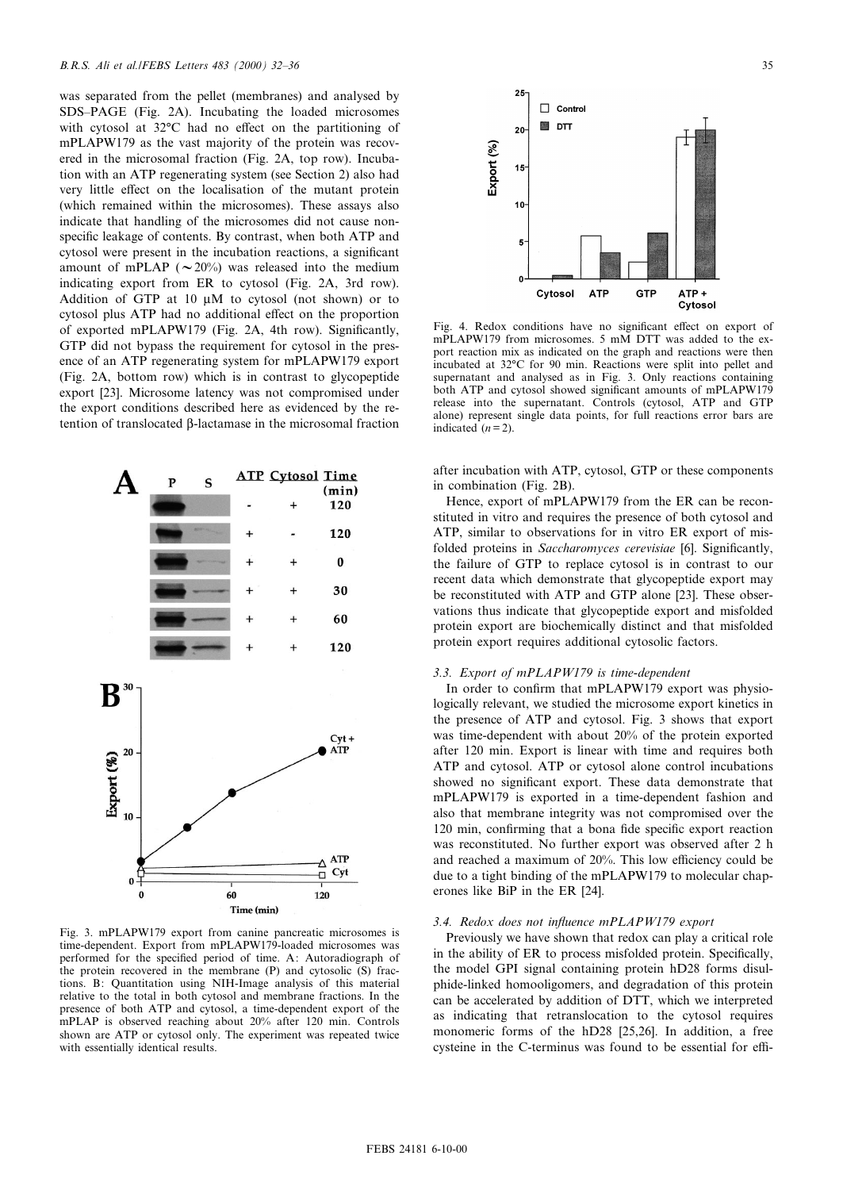was separated from the pellet (membranes) and analysed by SDS–PAGE (Fig. 2A). Incubating the loaded microsomes with cytosol at 32°C had no effect on the partitioning of mPLAPW179 as the vast majority of the protein was recovered in the microsomal fraction (Fig. 2A, top row). Incubation with an ATP regenerating system (see Section 2) also had very little effect on the localisation of the mutant protein (which remained within the microsomes). These assays also indicate that handling of the microsomes did not cause non-specific leakage of contents. By contrast, when both ATP and cytosol were present in the incubation reactions, a significant amount of mPLAP (~20%) was released into the medium indicating export from ER to cytosol (Fig. 2A, 3rd row). Addition of GTP at 10 μM to cytosol (not shown) or to cytosol plus ATP had no additional effect on the proportion of exported mPLAPW179 (Fig. 2A, 4th row). Significantly, GTP did not bypass the requirement for cytosol in the presence of an ATP regenerating system for mPLAPW179 export (Fig. 2A, bottom row) which is in contrast to glycopeptide export [23]. Microsome latency was not compromised under the export conditions described here as evidenced by the retention of translocated β-lactamase in the microsomal fraction after incubation with ATP, cytosol, GTP or these components in combination (Fig. 2B).

Fig. 3. mPLAPW179 export from canine pancreatic microsomes is time-dependent. Export from mPLAPW179-loaded microsomes was performed for the specified period of time. A: Autoradiograph of the protein recovered in the membrane (P) and cytosolic (S) fractions. B: Quantitation using NIH-Image analysis of this material relative to the total in both cytosol and membrane fractions. In the presence of both ATP and cytosol, a time-dependent export of the mPLAP is observed reaching about 20% after 120 min. Controls shown are ATP or cytosol only. The experiment was repeated twice with essentially identical results.

Fig. 4. Redox conditions have no significant effect on export of mPLAPW179 from microsomes. 5 mM DTT was added to the export reaction mix as indicated on the graph and reactions were then incubated at 32°C for 90 min. Reactions were split into pellet and supernatant and analysed as in Fig. 3. Only reactions containing both ATP and cytosol showed significant amounts of mPLAPW179 release into the supernatant. Controls (cytosol, ATP and GTP alone) represent single data points, for full reactions error bars are indicated ($n = 2$).

Hence, export of mPLAPW179 from the ER can be reconstituted in vitro and requires the presence of both cytosol and ATP, similar to observations for in vitro ER export of misfolded proteins in *Saccharomyces cerevisiae* [6]. Significantly, the failure of GTP to replace cytosol is in contrast to our recent data which demonstrate that glycopeptide export may be reconstituted with ATP and GTP alone [23]. These observations thus indicate that glycopeptide export and misfolded protein export are biochemically distinct and that misfolded protein export requires additional cytosolic factors.

### 3.3. Export of mPLAPW179 is time-dependent

In order to confirm that mPLAPW179 export was physiologically relevant, we studied the microsome export kinetics in the presence of ATP and cytosol. Fig. 3 shows that export was time-dependent with about 20% of the protein exported after 120 min. Export is linear with time and requires both ATP and cytosol. ATP or cytosol alone control incubations showed no significant export. These data demonstrate that mPLAPW179 is exported in a time-dependent fashion and also that membrane integrity was not compromised over the 120 min, confirming that a bona fide specific export reaction was reconstituted. No further export was observed after 2 h and reached a maximum of 20%. This low efficiency could be due to a tight binding of the mPLAPW179 to molecular chaperones like BiP in the ER [24].

### 3.4. Redox does not influence mPLAPW179 export

Previously we have shown that redox can play a critical role in the ability of ER to process misfolded protein. Specifically, the model GPI signal containing protein hD28 forms disulphide-linked homooligomers, and degradation of this protein can be accelerated by addition of DTT, which we interpreted as indicating that retranslocation to the cytosol requires monomeric forms of the hD28 [25,26]. In addition, a free cysteine in the C-terminus was found to be essential for effi-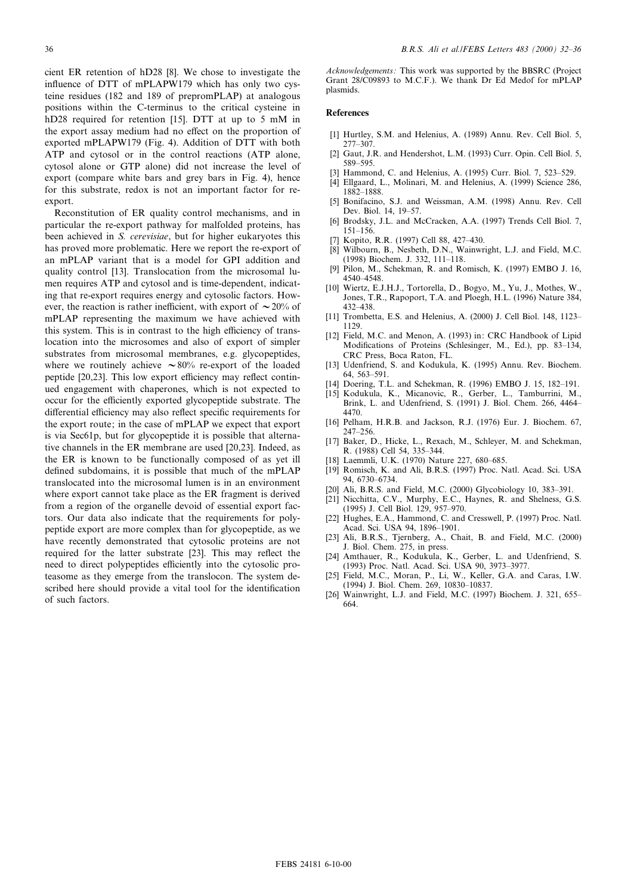cient ER retention of hD28 [8]. We chose to investigate the influence of DTT of mPLAPW179 which has only two cysteine residues (182 and 189 of prepromPLAP) at analogous positions within the C-terminus to the critical cysteine in hD28 required for retention [15]. DTT at up to 5 mM in the export assay medium had no effect on the proportion of exported mPLAPW179 (Fig. 4). Addition of DTT with both ATP and cytosol or in the control reactions (ATP alone, cytosol alone or GTP alone) did not increase the level of export (compare white bars and grey bars in Fig. 4), hence for this substrate, redox is not an important factor for re-export.

Reconstitution of ER quality control mechanisms, and in particular the re-export pathway for malfolded proteins, has been achieved in *S. cerevisiae*, but for higher eukaryotes this has proved more problematic. Here we report the re-export of an mPLAP variant that is a model for GPI addition and quality control [13]. Translocation from the microsomal lumen requires ATP and cytosol and is time-dependent, indicating that re-export requires energy and cytosolic factors. However, the reaction is rather inefficient, with export of ~20% of mPLAP representing the maximum we have achieved with this system. This is in contrast to the high efficiency of translocation into the microsomes and also of export of simpler substrates from microsomal membranes, e.g. glycopeptides, where we routinely achieve ~80% re-export of the loaded peptide [20,23]. This low export efficiency may reflect continued engagement with chaperones, which is not expected to occur for the efficiently exported glycopeptide substrate. The differential efficiency may also reflect specific requirements for the export route; in the case of mPLAP we expect that export is via Sec61p, but for glycopeptide it is possible that alternative channels in the ER membrane are used [20,23]. Indeed, as the ER is known to be functionally composed of as yet ill defined subdomains, it is possible that much of the mPLAP translocated into the microsomal lumen is in an environment where export cannot take place as the ER fragment is derived from a region of the organelle devoid of essential export factors. Our data also indicate that the requirements for polypeptide export are more complex than for glycopeptide, as we have recently demonstrated that cytosolic proteins are not required for the latter substrate [23]. This may reflect the need to direct polypeptides efficiently into the cytosolic proteasome as they emerge from the translocon. The system described here should provide a vital tool for the identification of such factors.

*Acknowledgements:* This work was supported by the BBSRC (Project Grant 28/C09893 to M.C.F.). We thank Dr Ed Medof for mPLAP plasmids.

## References

[1] Hurtley, S.M. and Helenius, A. (1989) Annu. Rev. Cell Biol. 5, 277–307.

[2] Gaut, J.R. and Hendershot, L.M. (1993) Curr. Opin. Cell Biol. 5, 589–595.

[3] Hammond, C. and Helenius, A. (1995) Curr. Biol. 7, 523–529.

[4] Ellgaard, L., Molinari, M. and Helenius, A. (1999) Science 286, 1882–1888.

[5] Bonifacino, S.J. and Weissman, A.M. (1998) Annu. Rev. Cell Dev. Biol. 14, 19–57.

[6] Brodsky, J.L. and McCracken, A.A. (1997) Trends Cell Biol. 7, 151–156.

[7] Kopito, R.R. (1997) Cell 88, 427–430.

[8] Wilbourn, B., Nesbeth, D.N., Wainwright, L.J. and Field, M.C. (1998) Biochem. J. 332, 111–118.

[9] Pilon, M., Schekman, R. and Romisch, K. (1997) EMBO J. 16, 4540–4548.

[10] Wiertz, E.J.H.J., Tortorella, D., Bogyo, M., Yu, J., Mothes, W., Jones, T.R., Rapoport, T.A. and Ploegh, H.L. (1996) Nature 384, 432–438.

[11] Trombetta, E.S. and Helenius, A. (2000) J. Cell Biol. 148, 1123–1129.

[12] Field, M.C. and Menon, A. (1993) in: CRC Handbook of Lipid Modifications of Proteins (Schlesinger, M., Ed.), pp. 83–134, CRC Press, Boca Raton, FL.

[13] Udenfriend, S. and Kodukula, K. (1995) Annu. Rev. Biochem. 64, 563–591.

[14] Doering, T.L. and Schekman, R. (1996) EMBO J. 15, 182–191.

[15] Kodukula, K., Micanovic, R., Gerber, L., Tamburrini, M., Brink, L. and Udenfriend, S. (1991) J. Biol. Chem. 266, 4464–4470.

[16] Pelham, H.R.B. and Jackson, R.J. (1976) Eur. J. Biochem. 67, 247–256.

[17] Baker, D., Hicke, L., Rexach, M., Schleyer, M. and Schekman, R. (1988) Cell 54, 335–344.

[18] Laemmli, U.K. (1970) Nature 227, 680–685.

[19] Romisch, K. and Ali, B.R.S. (1997) Proc. Natl. Acad. Sci. USA 94, 6730–6734.

[20] Ali, B.R.S. and Field, M.C. (2000) Glycobiology 10, 383–391.

[21] Nicchitta, C.V., Murphy, E.C., Haynes, R. and Shelness, G.S. (1995) J. Cell Biol. 129, 957–970.

[22] Hughes, E.A., Hammond, C. and Cresswell, P. (1997) Proc. Natl. Acad. Sci. USA 94, 1896–1901.

[23] Ali, B.R.S., Tjernberg, A., Chait, B. and Field, M.C. (2000) J. Biol. Chem. 275, in press.

[24] Amthauer, R., Kodukula, K., Gerber, L. and Udenfriend, S. (1993) Proc. Natl. Acad. Sci. USA 90, 3973–3977.

[25] Field, M.C., Moran, P., Li, W., Keller, G.A. and Caras, I.W. (1994) J. Biol. Chem. 269, 10830–10837.

[26] Wainwright, L.J. and Field, M.C. (1997) Biochem. J. 321, 655–664.